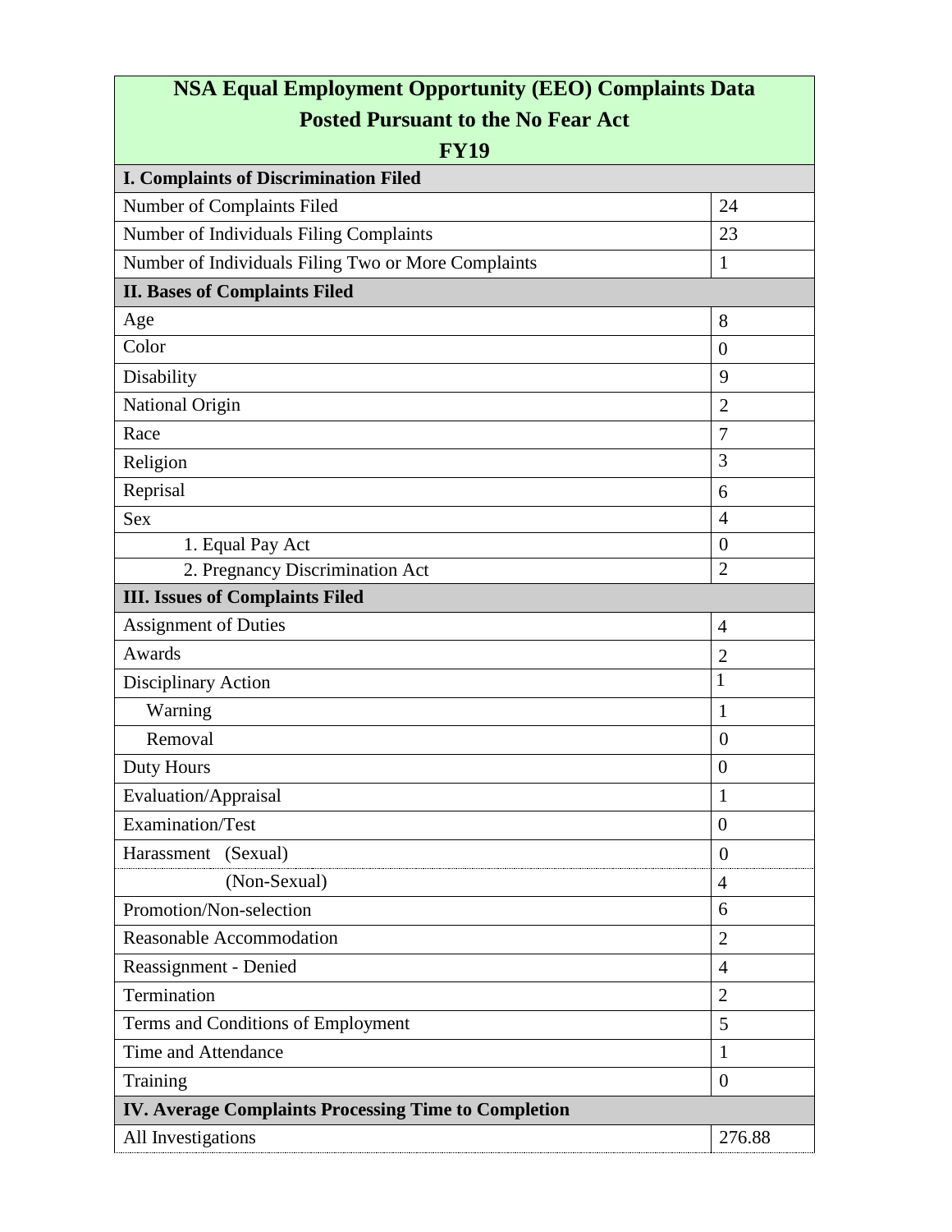| NSA Equal Employment Opportunity (EEO) Complaints Data Posted Pursuant to the No Fear Act FY19 | |
|---|---|
| **I. Complaints of Discrimination Filed** | |
| Number of Complaints Filed | 24 |
| Number of Individuals Filing Complaints | 23 |
| Number of Individuals Filing Two or More Complaints | 1 |
| **II. Bases of Complaints Filed** | |
| Age | 8 |
| Color | 0 |
| Disability | 9 |
| National Origin | 2 |
| Race | 7 |
| Religion | 3 |
| Reprisal | 6 |
| Sex | 4 |
| 1. Equal Pay Act | 0 |
| 2. Pregnancy Discrimination Act | 2 |
| **III. Issues of Complaints Filed** | |
| Assignment of Duties | 4 |
| Awards | 2 |
| Disciplinary Action | 1 |
| Warning | 1 |
| Removal | 0 |
| Duty Hours | 0 |
| Evaluation/Appraisal | 1 |
| Examination/Test | 0 |
| Harassment (Sexual) | 0 |
| (Non-Sexual) | 4 |
| Promotion/Non-selection | 6 |
| Reasonable Accommodation | 2 |
| Reassignment - Denied | 4 |
| Termination | 2 |
| Terms and Conditions of Employment | 5 |
| Time and Attendance | 1 |
| Training | 0 |
| **IV. Average Complaints Processing Time to Completion** | |
| All Investigations | 276.88 |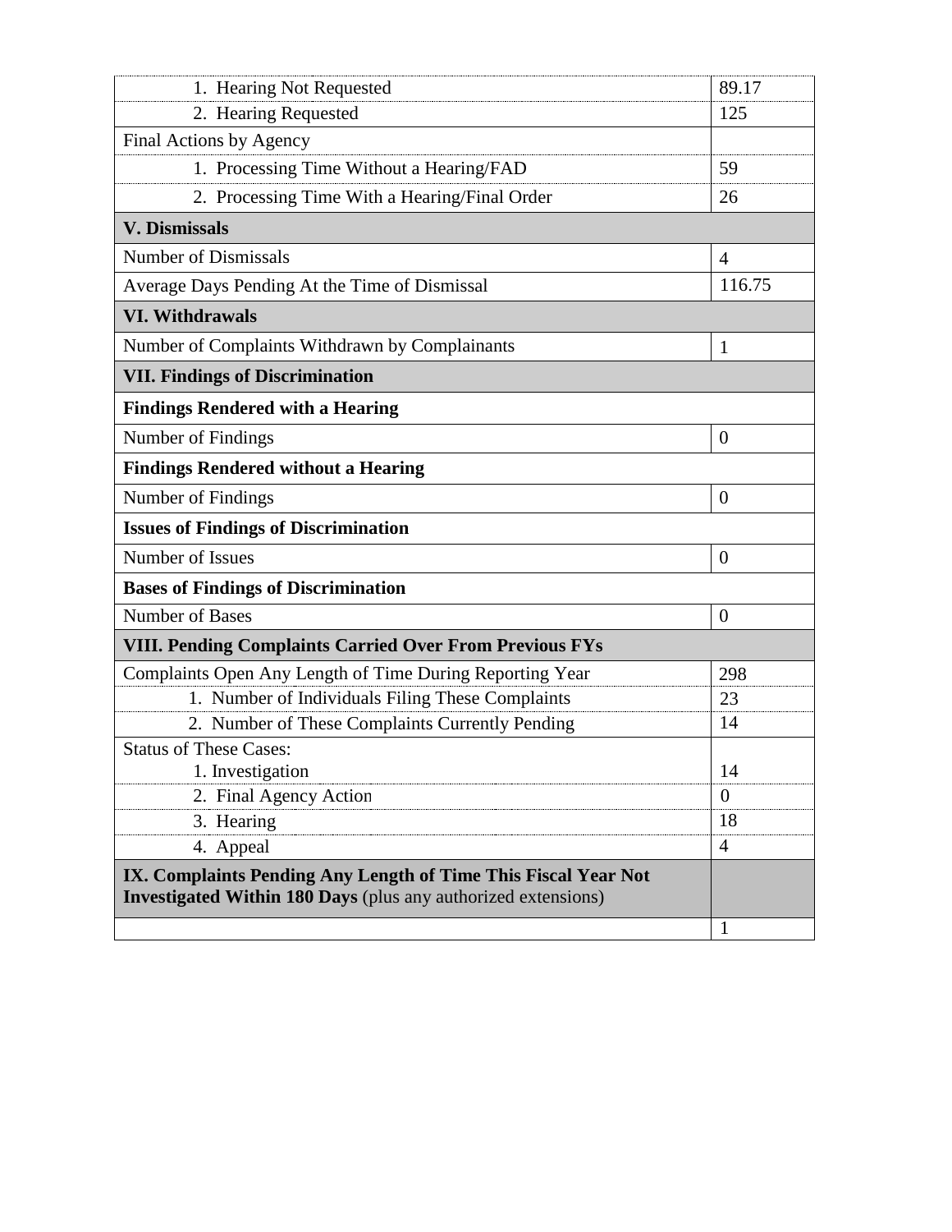| | |
|---|---|
| 1. Hearing Not Requested | 89.17 |
| 2. Hearing Requested | 125 |
| Final Actions by Agency | |
| 1. Processing Time Without a Hearing/FAD | 59 |
| 2. Processing Time With a Hearing/Final Order | 26 |
| **V. Dismissals** | |
| Number of Dismissals | 4 |
| Average Days Pending At the Time of Dismissal | 116.75 |
| **VI. Withdrawals** | |
| Number of Complaints Withdrawn by Complainants | 1 |
| **VII. Findings of Discrimination** | |
| **Findings Rendered with a Hearing** | |
| Number of Findings | 0 |
| **Findings Rendered without a Hearing** | |
| Number of Findings | 0 |
| **Issues of Findings of Discrimination** | |
| Number of Issues | 0 |
| **Bases of Findings of Discrimination** | |
| Number of Bases | 0 |
| **VIII. Pending Complaints Carried Over From Previous FYs** | |
| Complaints Open Any Length of Time During Reporting Year | 298 |
| 1. Number of Individuals Filing These Complaints | 23 |
| 2. Number of These Complaints Currently Pending | 14 |
| Status of These Cases: | |
| 1. Investigation | 14 |
| 2. Final Agency Action | 0 |
| 3. Hearing | 18 |
| 4. Appeal | 4 |
| **IX. Complaints Pending Any Length of Time This Fiscal Year Not Investigated Within 180 Days** (plus any authorized extensions) | |
| | 1 |